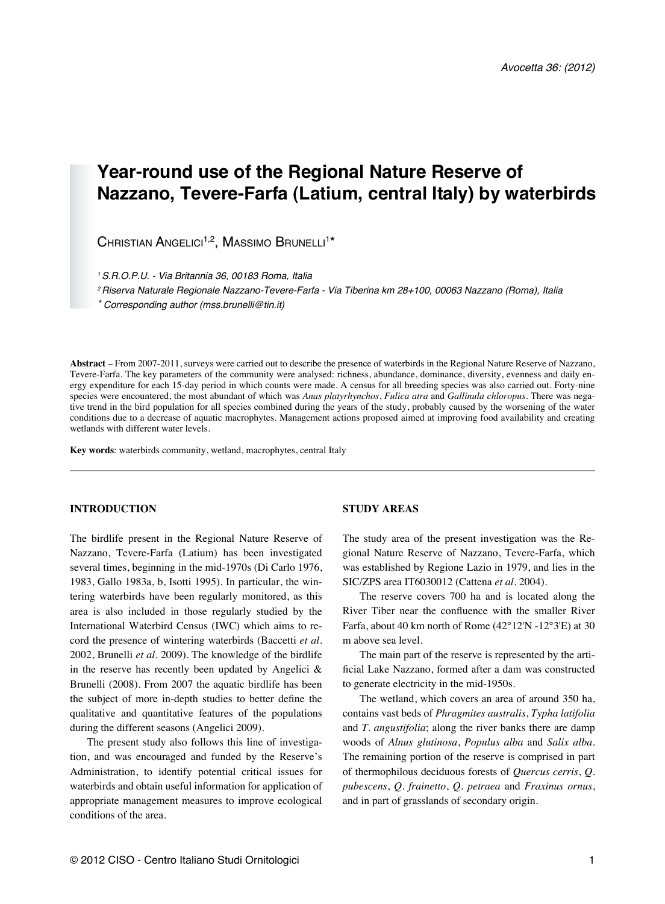# Year-round use of the Regional Nature Reserve of Nazzano, Tevere-Farfa (Latium, central Italy) by waterbirds

Christian Angelici[1,2], Massimo Brunelli[1*]

[1] *S.R.O.P.U. - Via Britannia 36, 00183 Roma, Italia*

[2] *Riserva Naturale Regionale Nazzano-Tevere-Farfa - Via Tiberina km 28+100, 00063 Nazzano (Roma), Italia*

[*] *Corresponding author (mss.brunelli@tin.it)*

**Abstract** – From 2007-2011, surveys were carried out to describe the presence of waterbirds in the Regional Nature Reserve of Nazzano, Tevere-Farfa. The key parameters of the community were analysed: richness, abundance, dominance, diversity, evenness and daily energy expenditure for each 15-day period in which counts were made. A census for all breeding species was also carried out. Forty-nine species were encountered, the most abundant of which was *Anas platyrhynchos*, *Fulica atra* and *Gallinula chloropus*. There was negative trend in the bird population for all species combined during the years of the study, probably caused by the worsening of the water conditions due to a decrease of aquatic macrophytes. Management actions proposed aimed at improving food availability and creating wetlands with different water levels.

**Key words**: waterbirds community, wetland, macrophytes, central Italy

## INTRODUCTION

The birdlife present in the Regional Nature Reserve of Nazzano, Tevere-Farfa (Latium) has been investigated several times, beginning in the mid-1970s (Di Carlo 1976, 1983, Gallo 1983a, b, Isotti 1995). In particular, the wintering waterbirds have been regularly monitored, as this area is also included in those regularly studied by the International Waterbird Census (IWC) which aims to record the presence of wintering waterbirds (Baccetti *et al*. 2002, Brunelli *et al*. 2009). The knowledge of the birdlife in the reserve has recently been updated by Angelici & Brunelli (2008). From 2007 the aquatic birdlife has been the subject of more in-depth studies to better define the qualitative and quantitative features of the populations during the different seasons (Angelici 2009).

The present study also follows this line of investigation, and was encouraged and funded by the Reserve's Administration, to identify potential critical issues for waterbirds and obtain useful information for application of appropriate management measures to improve ecological conditions of the area.

## STUDY AREAS

The study area of the present investigation was the Regional Nature Reserve of Nazzano, Tevere-Farfa, which was established by Regione Lazio in 1979, and lies in the SIC/ZPS area IT6030012 (Cattena *et al*. 2004).

The reserve covers 700 ha and is located along the River Tiber near the confluence with the smaller River Farfa, about 40 km north of Rome (42°12'N -12°3'E) at 30 m above sea level.

The main part of the reserve is represented by the artificial Lake Nazzano, formed after a dam was constructed to generate electricity in the mid-1950s.

The wetland, which covers an area of around 350 ha, contains vast beds of *Phragmites australis*, *Typha latifolia* and *T. angustifolia*; along the river banks there are damp woods of *Alnus glutinosa*, *Populus alba* and *Salix alba*. The remaining portion of the reserve is comprised in part of thermophilous deciduous forests of *Quercus cerris*, *Q. pubescens*, *Q. frainetto*, *Q. petraea* and *Fraxinus ornus*, and in part of grasslands of secondary origin.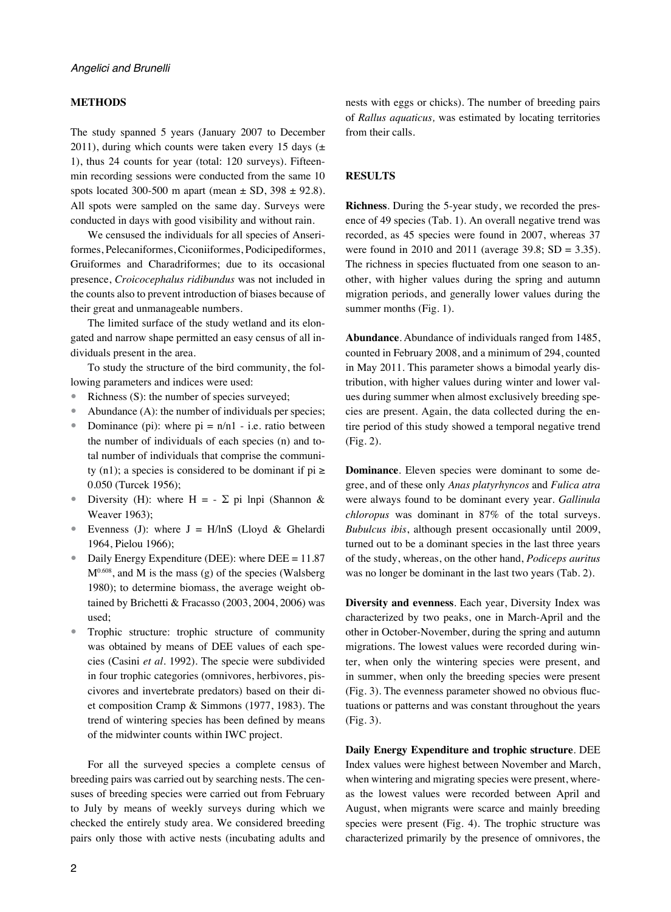## METHODS

The study spanned 5 years (January 2007 to December 2011), during which counts were taken every 15 days (± 1), thus 24 counts for year (total: 120 surveys). Fifteen-min recording sessions were conducted from the same 10 spots located 300-500 m apart (mean ± SD, 398 ± 92.8). All spots were sampled on the same day. Surveys were conducted in days with good visibility and without rain.

We censused the individuals for all species of Anseriformes, Pelecaniformes, Ciconiiformes, Podicipediformes, Gruiformes and Charadriformes; due to its occasional presence, *Croicocephalus ridibundus* was not included in the counts also to prevent introduction of biases because of their great and unmanageable numbers.

The limited surface of the study wetland and its elongated and narrow shape permitted an easy census of all individuals present in the area.

To study the structure of the bird community, the following parameters and indices were used:

- Richness (S): the number of species surveyed;
- Abundance (A): the number of individuals per species;
- Dominance (pi): where pi = n/n1 - i.e. ratio between the number of individuals of each species (n) and total number of individuals that comprise the community (n1); a species is considered to be dominant if pi ≥ 0.050 (Turcek 1956);
- Diversity (H): where H = - Σ pi lnpi (Shannon & Weaver 1963);
- Evenness (J): where J = H/lnS (Lloyd & Ghelardi 1964, Pielou 1966);
- Daily Energy Expenditure (DEE): where DEE = 11.87 $M^{0.608}$, and M is the mass (g) of the species (Walsberg 1980); to determine biomass, the average weight obtained by Brichetti & Fracasso (2003, 2004, 2006) was used;
- Trophic structure: trophic structure of community was obtained by means of DEE values of each species (Casini *et al*. 1992). The specie were subdivided in four trophic categories (omnivores, herbivores, piscivores and invertebrate predators) based on their diet composition Cramp & Simmons (1977, 1983). The trend of wintering species has been defined by means of the midwinter counts within IWC project.

For all the surveyed species a complete census of breeding pairs was carried out by searching nests. The censuses of breeding species were carried out from February to July by means of weekly surveys during which we checked the entirely study area. We considered breeding pairs only those with active nests (incubating adults and nests with eggs or chicks). The number of breeding pairs of *Rallus aquaticus,* was estimated by locating territories from their calls.

## RESULTS

**Richness**. During the 5-year study, we recorded the presence of 49 species (Tab. 1). An overall negative trend was recorded, as 45 species were found in 2007, whereas 37 were found in 2010 and 2011 (average 39.8; SD = 3.35). The richness in species fluctuated from one season to another, with higher values during the spring and autumn migration periods, and generally lower values during the summer months (Fig. 1).

**Abundance**. Abundance of individuals ranged from 1485, counted in February 2008, and a minimum of 294, counted in May 2011. This parameter shows a bimodal yearly distribution, with higher values during winter and lower values during summer when almost exclusively breeding species are present. Again, the data collected during the entire period of this study showed a temporal negative trend (Fig. 2).

**Dominance**. Eleven species were dominant to some degree, and of these only *Anas platyrhyncos* and *Fulica atra* were always found to be dominant every year. *Gallinula chloropus* was dominant in 87% of the total surveys. *Bubulcus ibis*, although present occasionally until 2009, turned out to be a dominant species in the last three years of the study, whereas, on the other hand, *Podiceps auritus* was no longer be dominant in the last two years (Tab. 2).

**Diversity and evenness**. Each year, Diversity Index was characterized by two peaks, one in March-April and the other in October-November, during the spring and autumn migrations. The lowest values were recorded during winter, when only the wintering species were present, and in summer, when only the breeding species were present (Fig. 3). The evenness parameter showed no obvious fluctuations or patterns and was constant throughout the years (Fig. 3).

**Daily Energy Expenditure and trophic structure**. DEE Index values were highest between November and March, when wintering and migrating species were present, whereas the lowest values were recorded between April and August, when migrants were scarce and mainly breeding species were present (Fig. 4). The trophic structure was characterized primarily by the presence of omnivores, the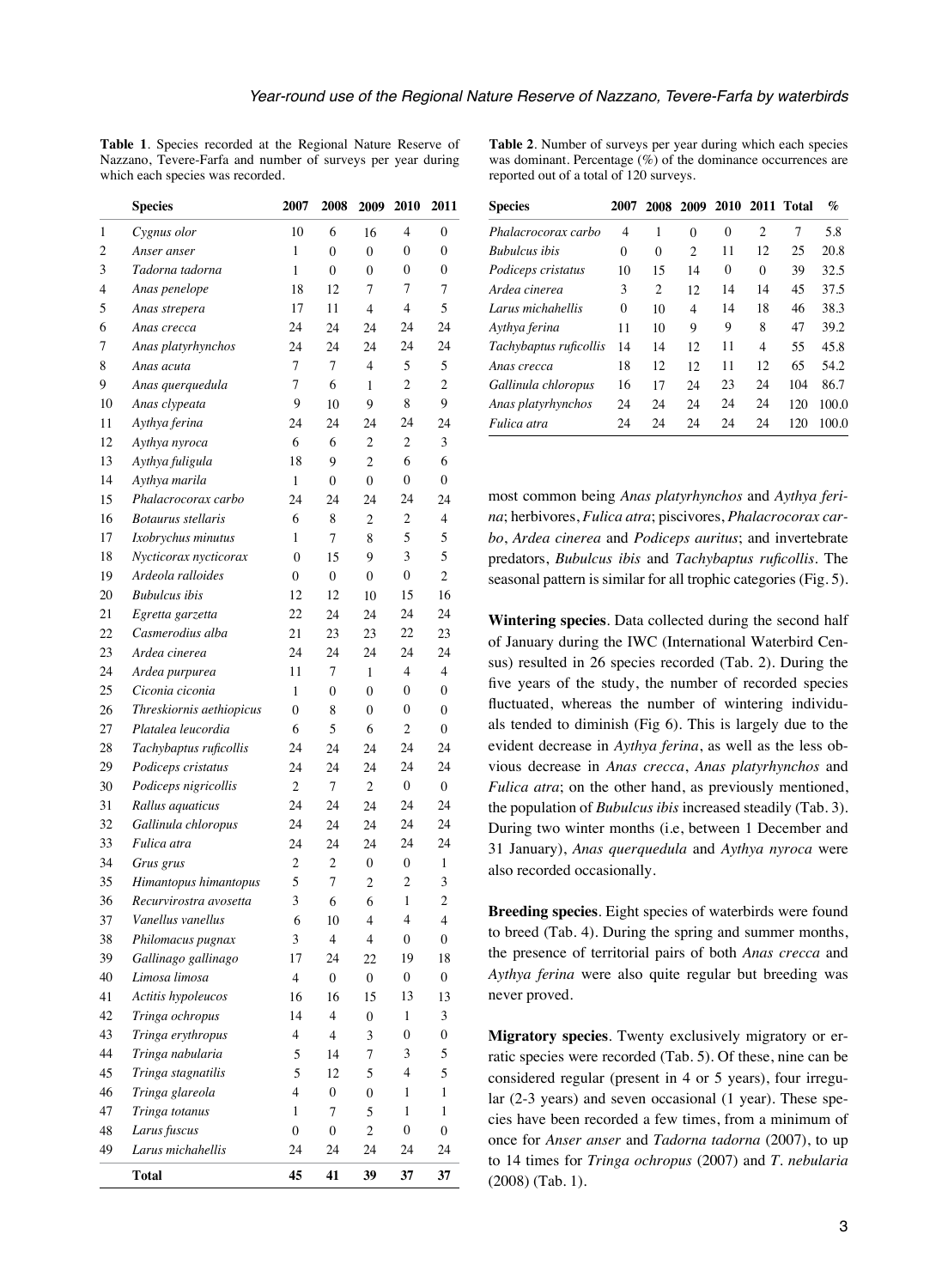**Table 1**. Species recorded at the Regional Nature Reserve of Nazzano, Tevere-Farfa and number of surveys per year during which each species was recorded.

| | Species | 2007 | 2008 | 2009 | 2010 | 2011 |
|---|---|---|---|---|---|---|
| 1 | *Cygnus olor* | 10 | 6 | 16 | 4 | 0 |
| 2 | *Anser anser* | 1 | 0 | 0 | 0 | 0 |
| 3 | *Tadorna tadorna* | 1 | 0 | 0 | 0 | 0 |
| 4 | *Anas penelope* | 18 | 12 | 7 | 7 | 7 |
| 5 | *Anas strepera* | 17 | 11 | 4 | 4 | 5 |
| 6 | *Anas crecca* | 24 | 24 | 24 | 24 | 24 |
| 7 | *Anas platyrhynchos* | 24 | 24 | 24 | 24 | 24 |
| 8 | *Anas acuta* | 7 | 7 | 4 | 5 | 5 |
| 9 | *Anas querquedula* | 7 | 6 | 1 | 2 | 2 |
| 10 | *Anas clypeata* | 9 | 10 | 9 | 8 | 9 |
| 11 | *Aythya ferina* | 24 | 24 | 24 | 24 | 24 |
| 12 | *Aythya nyroca* | 6 | 6 | 2 | 2 | 3 |
| 13 | *Aythya fuligula* | 18 | 9 | 2 | 6 | 6 |
| 14 | *Aythya marila* | 1 | 0 | 0 | 0 | 0 |
| 15 | *Phalacrocorax carbo* | 24 | 24 | 24 | 24 | 24 |
| 16 | *Botaurus stellaris* | 6 | 8 | 2 | 2 | 4 |
| 17 | *Ixobrychus minutus* | 1 | 7 | 8 | 5 | 5 |
| 18 | *Nycticorax nycticorax* | 0 | 15 | 9 | 3 | 5 |
| 19 | *Ardeola ralloides* | 0 | 0 | 0 | 0 | 2 |
| 20 | *Bubulcus ibis* | 12 | 12 | 10 | 15 | 16 |
| 21 | *Egretta garzetta* | 22 | 24 | 24 | 24 | 24 |
| 22 | *Casmerodius alba* | 21 | 23 | 23 | 22 | 23 |
| 23 | *Ardea cinerea* | 24 | 24 | 24 | 24 | 24 |
| 24 | *Ardea purpurea* | 11 | 7 | 1 | 4 | 4 |
| 25 | *Ciconia ciconia* | 1 | 0 | 0 | 0 | 0 |
| 26 | *Threskiornis aethiopicus* | 0 | 8 | 0 | 0 | 0 |
| 27 | *Platalea leucordia* | 6 | 5 | 6 | 2 | 0 |
| 28 | *Tachybaptus ruficollis* | 24 | 24 | 24 | 24 | 24 |
| 29 | *Podiceps cristatus* | 24 | 24 | 24 | 24 | 24 |
| 30 | *Podiceps nigricollis* | 2 | 7 | 2 | 0 | 0 |
| 31 | *Rallus aquaticus* | 24 | 24 | 24 | 24 | 24 |
| 32 | *Gallinula chloropus* | 24 | 24 | 24 | 24 | 24 |
| 33 | *Fulica atra* | 24 | 24 | 24 | 24 | 24 |
| 34 | *Grus grus* | 2 | 2 | 0 | 0 | 1 |
| 35 | *Himantopus himantopus* | 5 | 7 | 2 | 2 | 3 |
| 36 | *Recurvirostra avosetta* | 3 | 6 | 6 | 1 | 2 |
| 37 | *Vanellus vanellus* | 6 | 10 | 4 | 4 | 4 |
| 38 | *Philomacus pugnax* | 3 | 4 | 4 | 0 | 0 |
| 39 | *Gallinago gallinago* | 17 | 24 | 22 | 19 | 18 |
| 40 | *Limosa limosa* | 4 | 0 | 0 | 0 | 0 |
| 41 | *Actitis hypoleucos* | 16 | 16 | 15 | 13 | 13 |
| 42 | *Tringa ochropus* | 14 | 4 | 0 | 1 | 3 |
| 43 | *Tringa erythropus* | 4 | 4 | 3 | 0 | 0 |
| 44 | *Tringa nabularia* | 5 | 14 | 7 | 3 | 5 |
| 45 | *Tringa stagnatilis* | 5 | 12 | 5 | 4 | 5 |
| 46 | *Tringa glareola* | 4 | 0 | 0 | 1 | 1 |
| 47 | *Tringa totanus* | 1 | 7 | 5 | 1 | 1 |
| 48 | *Larus fuscus* | 0 | 0 | 2 | 0 | 0 |
| 49 | *Larus michahellis* | 24 | 24 | 24 | 24 | 24 |
| | **Total** | **45** | **41** | **39** | **37** | **37** |

**Table 2**. Number of surveys per year during which each species was dominant. Percentage (%) of the dominance occurrences are reported out of a total of 120 surveys.

| Species | 2007 | 2008 | 2009 | 2010 | 2011 | Total | % |
|---|---|---|---|---|---|---|---|
| *Phalacrocorax carbo* | 4 | 1 | 0 | 0 | 2 | 7 | 5.8 |
| *Bubulcus ibis* | 0 | 0 | 2 | 11 | 12 | 25 | 20.8 |
| *Podiceps cristatus* | 10 | 15 | 14 | 0 | 0 | 39 | 32.5 |
| *Ardea cinerea* | 3 | 2 | 12 | 14 | 14 | 45 | 37.5 |
| *Larus michahellis* | 0 | 10 | 4 | 14 | 18 | 46 | 38.3 |
| *Aythya ferina* | 11 | 10 | 9 | 9 | 8 | 47 | 39.2 |
| *Tachybaptus ruficollis* | 14 | 14 | 12 | 11 | 4 | 55 | 45.8 |
| *Anas crecca* | 18 | 12 | 12 | 11 | 12 | 65 | 54.2 |
| *Gallinula chloropus* | 16 | 17 | 24 | 23 | 24 | 104 | 86.7 |
| *Anas platyrhynchos* | 24 | 24 | 24 | 24 | 24 | 120 | 100.0 |
| *Fulica atra* | 24 | 24 | 24 | 24 | 24 | 120 | 100.0 |

most common being *Anas platyrhynchos* and *Aythya ferina*; herbivores, *Fulica atra*; piscivores, *Phalacrocorax carbo*, *Ardea cinerea* and *Podiceps auritus*; and invertebrate predators, *Bubulcus ibis* and *Tachybaptus ruficollis*. The seasonal pattern is similar for all trophic categories (Fig. 5).

**Wintering species**. Data collected during the second half of January during the IWC (International Waterbird Census) resulted in 26 species recorded (Tab. 2). During the five years of the study, the number of recorded species fluctuated, whereas the number of wintering individuals tended to diminish (Fig 6). This is largely due to the evident decrease in *Aythya ferina*, as well as the less obvious decrease in *Anas crecca*, *Anas platyrhynchos* and *Fulica atra*; on the other hand, as previously mentioned, the population of *Bubulcus ibis* increased steadily (Tab. 3). During two winter months (i.e, between 1 December and 31 January), *Anas querquedula* and *Aythya nyroca* were also recorded occasionally.

**Breeding species**. Eight species of waterbirds were found to breed (Tab. 4). During the spring and summer months, the presence of territorial pairs of both *Anas crecca* and *Aythya ferina* were also quite regular but breeding was never proved.

**Migratory species**. Twenty exclusively migratory or erratic species were recorded (Tab. 5). Of these, nine can be considered regular (present in 4 or 5 years), four irregular (2-3 years) and seven occasional (1 year). These species have been recorded a few times, from a minimum of once for *Anser anser* and *Tadorna tadorna* (2007), to up to 14 times for *Tringa ochropus* (2007) and *T. nebularia* (2008) (Tab. 1).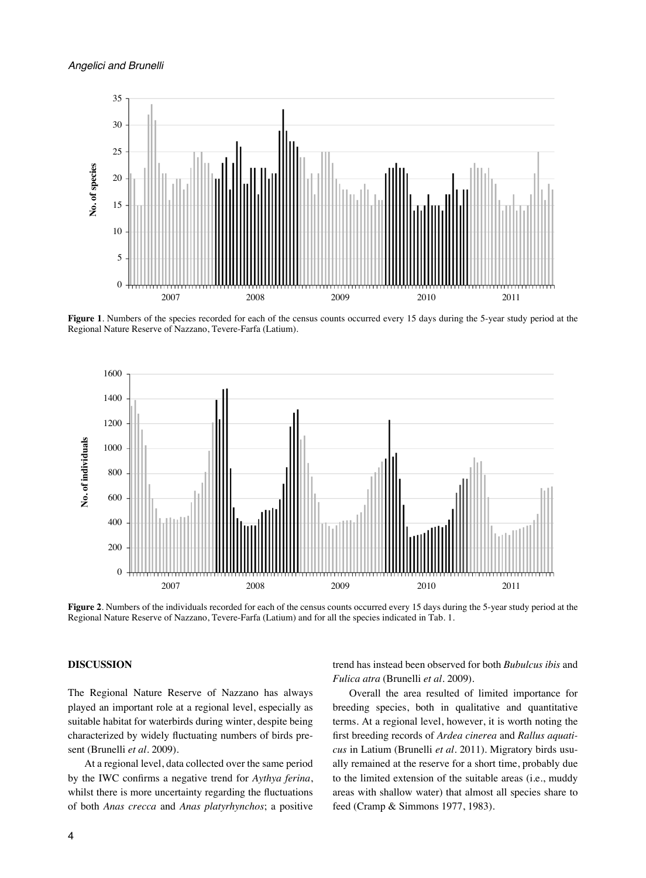**Figure 1**. Numbers of the species recorded for each of the census counts occurred every 15 days during the 5-year study period at the Regional Nature Reserve of Nazzano, Tevere-Farfa (Latium).

**Figure 2**. Numbers of the individuals recorded for each of the census counts occurred every 15 days during the 5-year study period at the Regional Nature Reserve of Nazzano, Tevere-Farfa (Latium) and for all the species indicated in Tab. 1.

## DISCUSSION

The Regional Nature Reserve of Nazzano has always played an important role at a regional level, especially as suitable habitat for waterbirds during winter, despite being characterized by widely fluctuating numbers of birds present (Brunelli *et al*. 2009).

At a regional level, data collected over the same period by the IWC confirms a negative trend for *Aythya ferina*, whilst there is more uncertainty regarding the fluctuations of both *Anas crecca* and *Anas platyrhynchos*; a positive trend has instead been observed for both *Bubulcus ibis* and *Fulica atra* (Brunelli *et al*. 2009).

Overall the area resulted of limited importance for breeding species, both in qualitative and quantitative terms. At a regional level, however, it is worth noting the first breeding records of *Ardea cinerea* and *Rallus aquaticus* in Latium (Brunelli *et al*. 2011). Migratory birds usually remained at the reserve for a short time, probably due to the limited extension of the suitable areas (i.e., muddy areas with shallow water) that almost all species share to feed (Cramp & Simmons 1977, 1983).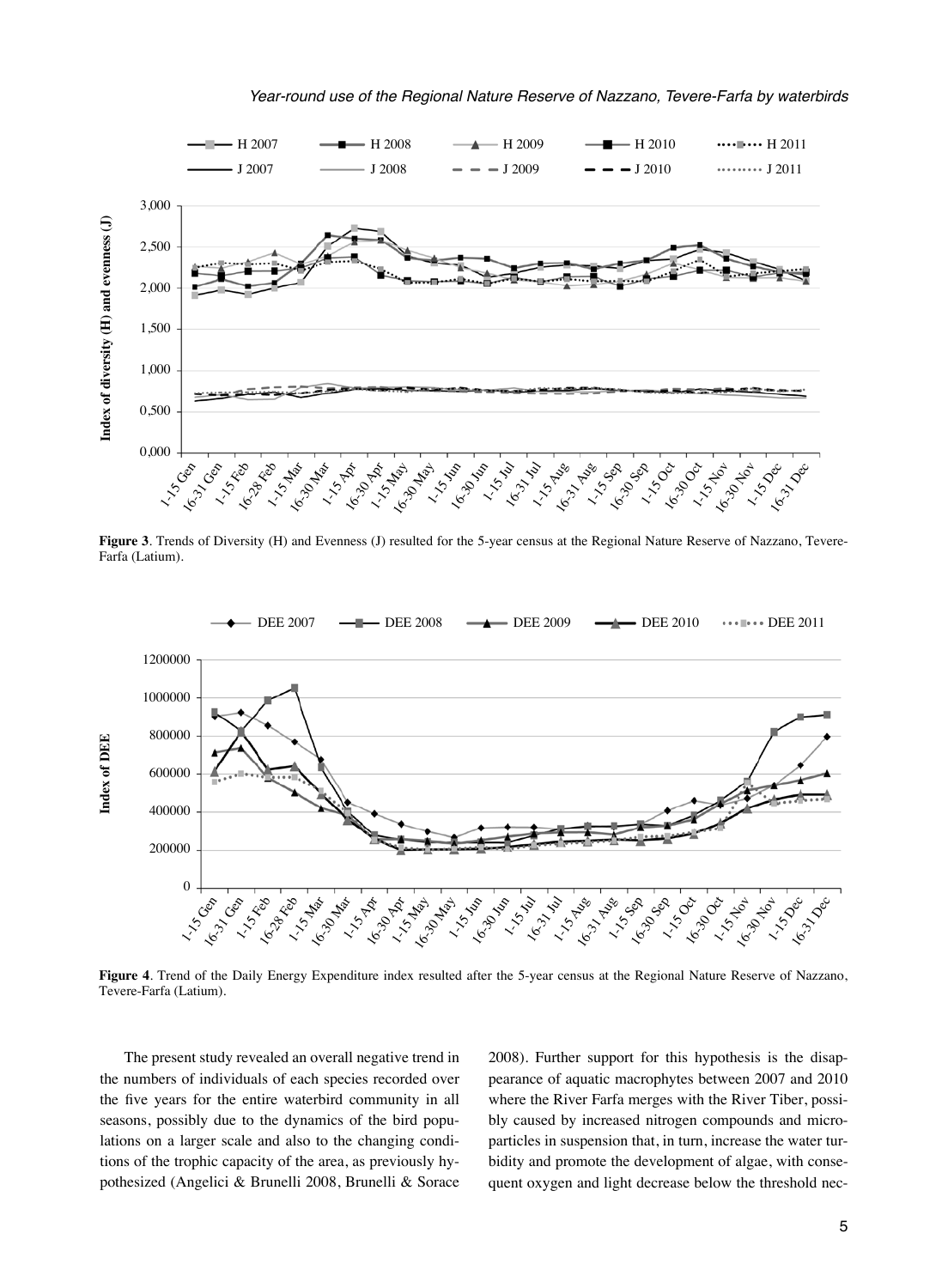**Figure 3**. Trends of Diversity (H) and Evenness (J) resulted for the 5-year census at the Regional Nature Reserve of Nazzano, Tevere-Farfa (Latium).

**Figure 4**. Trend of the Daily Energy Expenditure index resulted after the 5-year census at the Regional Nature Reserve of Nazzano, Tevere-Farfa (Latium).

The present study revealed an overall negative trend in the numbers of individuals of each species recorded over the five years for the entire waterbird community in all seasons, possibly due to the dynamics of the bird populations on a larger scale and also to the changing conditions of the trophic capacity of the area, as previously hypothesized (Angelici & Brunelli 2008, Brunelli & Sorace 2008). Further support for this hypothesis is the disappearance of aquatic macrophytes between 2007 and 2010 where the River Farfa merges with the River Tiber, possibly caused by increased nitrogen compounds and microparticles in suspension that, in turn, increase the water turbidity and promote the development of algae, with consequent oxygen and light decrease below the threshold nec-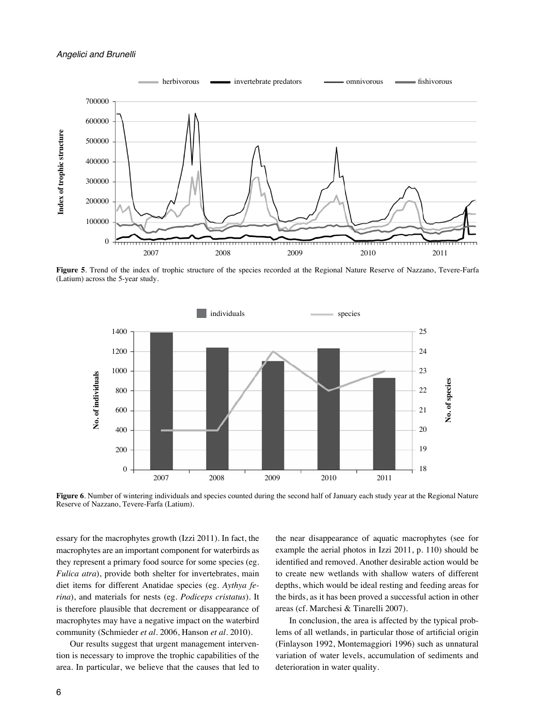**Figure 5**. Trend of the index of trophic structure of the species recorded at the Regional Nature Reserve of Nazzano, Tevere-Farfa (Latium) across the 5-year study.

**Figure 6**. Number of wintering individuals and species counted during the second half of January each study year at the Regional Nature Reserve of Nazzano, Tevere-Farfa (Latium).

essary for the macrophytes growth (Izzi 2011). In fact, the macrophytes are an important component for waterbirds as they represent a primary food source for some species (eg. *Fulica atra*), provide both shelter for invertebrates, main diet items for different Anatidae species (eg. *Aythya ferina*), and materials for nests (eg. *Podiceps cristatus*). It is therefore plausible that decrement or disappearance of macrophytes may have a negative impact on the waterbird community (Schmieder *et al*. 2006, Hanson *et al*. 2010).

Our results suggest that urgent management intervention is necessary to improve the trophic capabilities of the area. In particular, we believe that the causes that led to the near disappearance of aquatic macrophytes (see for example the aerial photos in Izzi 2011, p. 110) should be identified and removed. Another desirable action would be to create new wetlands with shallow waters of different depths, which would be ideal resting and feeding areas for the birds, as it has been proved a successful action in other areas (cf. Marchesi & Tinarelli 2007).

In conclusion, the area is affected by the typical problems of all wetlands, in particular those of artificial origin (Finlayson 1992, Montemaggiori 1996) such as unnatural variation of water levels, accumulation of sediments and deterioration in water quality.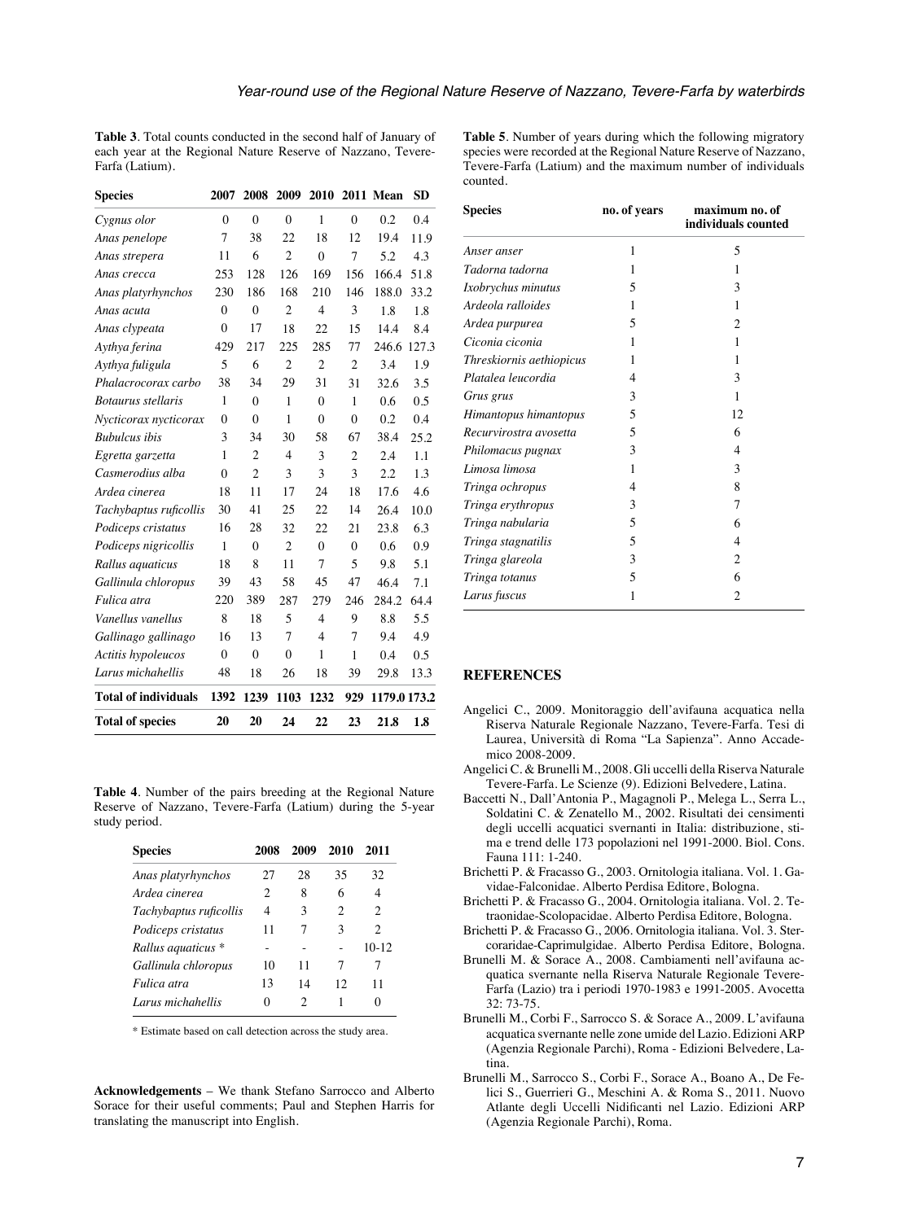**Table 3**. Total counts conducted in the second half of January of each year at the Regional Nature Reserve of Nazzano, Tevere-Farfa (Latium).

| Species | 2007 | 2008 | 2009 | 2010 | 2011 | Mean | SD |
|---|---|---|---|---|---|---|---|
| *Cygnus olor* | 0 | 0 | 0 | 1 | 0 | 0.2 | 0.4 |
| *Anas penelope* | 7 | 38 | 22 | 18 | 12 | 19.4 | 11.9 |
| *Anas strepera* | 11 | 6 | 2 | 0 | 7 | 5.2 | 4.3 |
| *Anas crecca* | 253 | 128 | 126 | 169 | 156 | 166.4 | 51.8 |
| *Anas platyrhynchos* | 230 | 186 | 168 | 210 | 146 | 188.0 | 33.2 |
| *Anas acuta* | 0 | 0 | 2 | 4 | 3 | 1.8 | 1.8 |
| *Anas clypeata* | 0 | 17 | 18 | 22 | 15 | 14.4 | 8.4 |
| *Aythya ferina* | 429 | 217 | 225 | 285 | 77 | 246.6 | 127.3 |
| *Aythya fuligula* | 5 | 6 | 2 | 2 | 2 | 3.4 | 1.9 |
| *Phalacrocorax carbo* | 38 | 34 | 29 | 31 | 31 | 32.6 | 3.5 |
| *Botaurus stellaris* | 1 | 0 | 1 | 0 | 1 | 0.6 | 0.5 |
| *Nycticorax nycticorax* | 0 | 0 | 1 | 0 | 0 | 0.2 | 0.4 |
| *Bubulcus ibis* | 3 | 34 | 30 | 58 | 67 | 38.4 | 25.2 |
| *Egretta garzetta* | 1 | 2 | 4 | 3 | 2 | 2.4 | 1.1 |
| *Casmerodius alba* | 0 | 2 | 3 | 3 | 3 | 2.2 | 1.3 |
| *Ardea cinerea* | 18 | 11 | 17 | 24 | 18 | 17.6 | 4.6 |
| *Tachybaptus ruficollis* | 30 | 41 | 25 | 22 | 14 | 26.4 | 10.0 |
| *Podiceps cristatus* | 16 | 28 | 32 | 22 | 21 | 23.8 | 6.3 |
| *Podiceps nigricollis* | 1 | 0 | 2 | 0 | 0 | 0.6 | 0.9 |
| *Rallus aquaticus* | 18 | 8 | 11 | 7 | 5 | 9.8 | 5.1 |
| *Gallinula chloropus* | 39 | 43 | 58 | 45 | 47 | 46.4 | 7.1 |
| *Fulica atra* | 220 | 389 | 287 | 279 | 246 | 284.2 | 64.4 |
| *Vanellus vanellus* | 8 | 18 | 5 | 4 | 9 | 8.8 | 5.5 |
| *Gallinago gallinago* | 16 | 13 | 7 | 4 | 7 | 9.4 | 4.9 |
| *Actitis hypoleucos* | 0 | 0 | 0 | 1 | 1 | 0.4 | 0.5 |
| *Larus michahellis* | 48 | 18 | 26 | 18 | 39 | 29.8 | 13.3 |
| **Total of individuals** | **1392** | **1239** | **1103** | **1232** | **929** | **1179.0** | **173.2** |
| **Total of species** | **20** | **20** | **24** | **22** | **23** | **21.8** | **1.8** |

**Table 4**. Number of the pairs breeding at the Regional Nature Reserve of Nazzano, Tevere-Farfa (Latium) during the 5-year study period.

| Species | 2008 | 2009 | 2010 | 2011 |
|---|---|---|---|---|
| *Anas platyrhynchos* | 27 | 28 | 35 | 32 |
| *Ardea cinerea* | 2 | 8 | 6 | 4 |
| *Tachybaptus ruficollis* | 4 | 3 | 2 | 2 |
| *Podiceps cristatus* | 11 | 7 | 3 | 2 |
| *Rallus aquaticus* * | - | - | - | 10-12 |
| *Gallinula chloropus* | 10 | 11 | 7 | 7 |
| *Fulica atra* | 13 | 14 | 12 | 11 |
| *Larus michahellis* | 0 | 2 | 1 | 0 |

\* Estimate based on call detection across the study area.

**Acknowledgements** – We thank Stefano Sarrocco and Alberto Sorace for their useful comments; Paul and Stephen Harris for translating the manuscript into English.

**Table 5**. Number of years during which the following migratory species were recorded at the Regional Nature Reserve of Nazzano, Tevere-Farfa (Latium) and the maximum number of individuals counted.

| Species | no. of years | maximum no. of individuals counted |
|---|---|---|
| *Anser anser* | 1 | 5 |
| *Tadorna tadorna* | 1 | 1 |
| *Ixobrychus minutus* | 5 | 3 |
| *Ardeola ralloides* | 1 | 1 |
| *Ardea purpurea* | 5 | 2 |
| *Ciconia ciconia* | 1 | 1 |
| *Threskiornis aethiopicus* | 1 | 1 |
| *Platalea leucordia* | 4 | 3 |
| *Grus grus* | 3 | 1 |
| *Himantopus himantopus* | 5 | 12 |
| *Recurvirostra avosetta* | 5 | 6 |
| *Philomacus pugnax* | 3 | 4 |
| *Limosa limosa* | 1 | 3 |
| *Tringa ochropus* | 4 | 8 |
| *Tringa erythropus* | 3 | 7 |
| *Tringa nabularia* | 5 | 6 |
| *Tringa stagnatilis* | 5 | 4 |
| *Tringa glareola* | 3 | 2 |
| *Tringa totanus* | 5 | 6 |
| *Larus fuscus* | 1 | 2 |

## REFERENCES

Angelici C., 2009. Monitoraggio dell'avifauna acquatica nella Riserva Naturale Regionale Nazzano, Tevere-Farfa. Tesi di Laurea, Università di Roma "La Sapienza". Anno Accademico 2008-2009.

Angelici C. & Brunelli M., 2008. Gli uccelli della Riserva Naturale Tevere-Farfa. Le Scienze (9). Edizioni Belvedere, Latina.

Baccetti N., Dall'Antonia P., Magagnoli P., Melega L., Serra L., Soldatini C. & Zenatello M., 2002. Risultati dei censimenti degli uccelli acquatici svernanti in Italia: distribuzione, stima e trend delle 173 popolazioni nel 1991-2000. Biol. Cons. Fauna 111: 1-240.

Brichetti P. & Fracasso G., 2003. Ornitologia italiana. Vol. 1. Gavidae-Falconidae. Alberto Perdisa Editore, Bologna.

Brichetti P. & Fracasso G., 2004. Ornitologia italiana. Vol. 2. Tetraonidae-Scolopacidae. Alberto Perdisa Editore, Bologna.

Brichetti P. & Fracasso G., 2006. Ornitologia italiana. Vol. 3. Stercoraridae-Caprimulgidae. Alberto Perdisa Editore, Bologna.

Brunelli M. & Sorace A., 2008. Cambiamenti nell'avifauna acquatica svernante nella Riserva Naturale Regionale Tevere-Farfa (Lazio) tra i periodi 1970-1983 e 1991-2005. Avocetta 32: 73-75.

Brunelli M., Corbi F., Sarrocco S. & Sorace A., 2009. L'avifauna acquatica svernante nelle zone umide del Lazio. Edizioni ARP (Agenzia Regionale Parchi), Roma - Edizioni Belvedere, Latina.

Brunelli M., Sarrocco S., Corbi F., Sorace A., Boano A., De Felici S., Guerrieri G., Meschini A. & Roma S., 2011. Nuovo Atlante degli Uccelli Nidificanti nel Lazio. Edizioni ARP (Agenzia Regionale Parchi), Roma.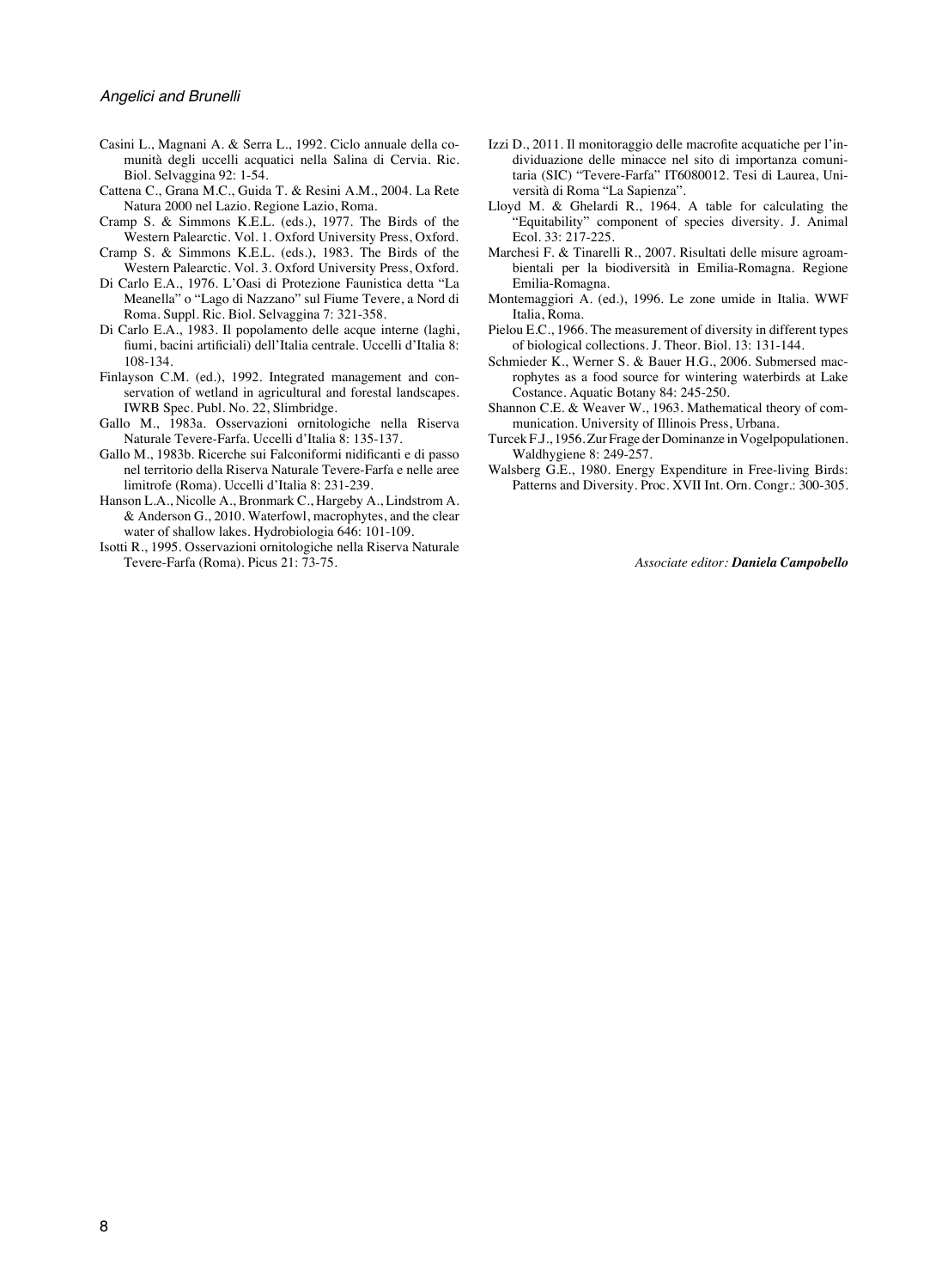Casini L., Magnani A. & Serra L., 1992. Ciclo annuale della comunità degli uccelli acquatici nella Salina di Cervia. Ric. Biol. Selvaggina 92: 1-54.

Cattena C., Grana M.C., Guida T. & Resini A.M., 2004. La Rete Natura 2000 nel Lazio. Regione Lazio, Roma.

Cramp S. & Simmons K.E.L. (eds.), 1977. The Birds of the Western Palearctic. Vol. 1. Oxford University Press, Oxford.

Cramp S. & Simmons K.E.L. (eds.), 1983. The Birds of the Western Palearctic. Vol. 3. Oxford University Press, Oxford.

Di Carlo E.A., 1976. L'Oasi di Protezione Faunistica detta "La Meanella" o "Lago di Nazzano" sul Fiume Tevere, a Nord di Roma. Suppl. Ric. Biol. Selvaggina 7: 321-358.

Di Carlo E.A., 1983. Il popolamento delle acque interne (laghi, fiumi, bacini artificiali) dell'Italia centrale. Uccelli d'Italia 8: 108-134.

Finlayson C.M. (ed.), 1992. Integrated management and conservation of wetland in agricultural and forestal landscapes. IWRB Spec. Publ. No. 22, Slimbridge.

Gallo M., 1983a. Osservazioni ornitologiche nella Riserva Naturale Tevere-Farfa. Uccelli d'Italia 8: 135-137.

Gallo M., 1983b. Ricerche sui Falconiformi nidificanti e di passo nel territorio della Riserva Naturale Tevere-Farfa e nelle aree limitrofe (Roma). Uccelli d'Italia 8: 231-239.

Hanson L.A., Nicolle A., Bronmark C., Hargeby A., Lindstrom A. & Anderson G., 2010. Waterfowl, macrophytes, and the clear water of shallow lakes. Hydrobiologia 646: 101-109.

Isotti R., 1995. Osservazioni ornitologiche nella Riserva Naturale Tevere-Farfa (Roma). Picus 21: 73-75.

Izzi D., 2011. Il monitoraggio delle macrofite acquatiche per l'individuazione delle minacce nel sito di importanza comunitaria (SIC) "Tevere-Farfa" IT6080012. Tesi di Laurea, Università di Roma "La Sapienza".

Lloyd M. & Ghelardi R., 1964. A table for calculating the "Equitability" component of species diversity. J. Animal Ecol. 33: 217-225.

Marchesi F. & Tinarelli R., 2007. Risultati delle misure agroambientali per la biodiversità in Emilia-Romagna. Regione Emilia-Romagna.

Montemaggiori A. (ed.), 1996. Le zone umide in Italia. WWF Italia, Roma.

Pielou E.C., 1966. The measurement of diversity in different types of biological collections. J. Theor. Biol. 13: 131-144.

Schmieder K., Werner S. & Bauer H.G., 2006. Submersed macrophytes as a food source for wintering waterbirds at Lake Costance. Aquatic Botany 84: 245-250.

Shannon C.E. & Weaver W., 1963. Mathematical theory of communication. University of Illinois Press, Urbana.

Turcek F.J., 1956. Zur Frage der Dominanze in Vogelpopulationen. Waldhygiene 8: 249-257.

Walsberg G.E., 1980. Energy Expenditure in Free-living Birds: Patterns and Diversity. Proc. XVII Int. Orn. Congr.: 300-305.

*Associate editor:* ***Daniela Campobello***